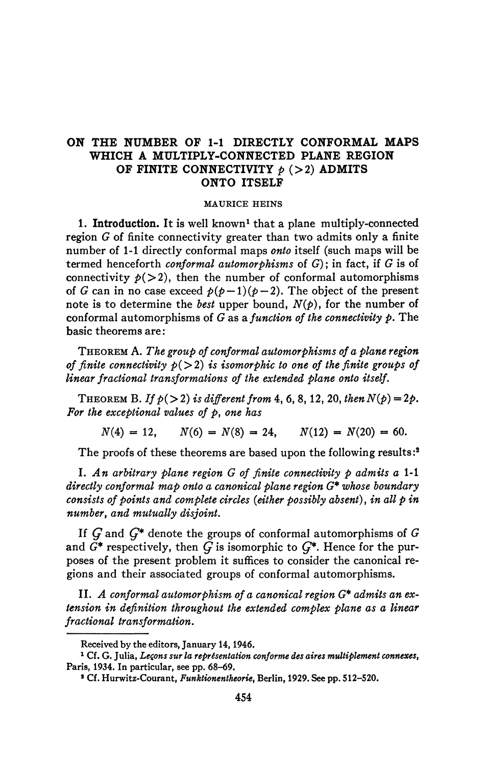# ON THE NUMBER OF 1-1 DIRECTLY CONFORMAL MAPS WHICH A MULTIPLY-CONNECTED PLANE REGION OF FINITE CONNECTIVITY $p$ ($>2$) ADMITS ONTO ITSELF

MAURICE HEINS

**1. Introduction.** It is well known[1] that a plane multiply-connected region $G$ of finite connectivity greater than two admits only a finite number of 1-1 directly conformal maps *onto* itself (such maps will be termed henceforth *conformal automorphisms* of $G$); in fact, if $G$ is of connectivity $p(>2)$, then the number of conformal automorphisms of $G$ can in no case exceed $p(p-1)(p-2)$. The object of the present note is to determine the *best* upper bound, $N(p)$, for the number of conformal automorphisms of $G$ as a *function of the connectivity* $p$. The basic theorems are:

THEOREM A. *The group of conformal automorphisms of a plane region of finite connectivity $p(>2)$ is isomorphic to one of the finite groups of linear fractional transformations of the extended plane onto itself.*

THEOREM B. *If $p(>2)$ is different from 4, 6, 8, 12, 20, then $N(p)=2p$. For the exceptional values of $p$, one has*

$$N(4) = 12, \qquad N(6) = N(8) = 24, \qquad N(12) = N(20) = 60.$$

The proofs of these theorems are based upon the following results:[2]

I. *An arbitrary plane region $G$ of finite connectivity $p$ admits a 1-1 directly conformal map onto a canonical plane region $G^*$ whose boundary consists of points and complete circles (either possibly absent), in all $p$ in number, and mutually disjoint.*

If $\mathcal{G}$ and $\mathcal{G}^*$ denote the groups of conformal automorphisms of $G$ and $G^*$ respectively, then $\mathcal{G}$ is isomorphic to $\mathcal{G}^*$. Hence for the purposes of the present problem it suffices to consider the canonical regions and their associated groups of conformal automorphisms.

II. *A conformal automorphism of a canonical region $G^*$ admits an extension in definition throughout the extended complex plane as a linear fractional transformation.*

Received by the editors, January 14, 1946.

[1] Cf. G. Julia, *Leçons sur la représentation conforme des aires multiplement connexes*, Paris, 1934. In particular, see pp. 68–69.

[2] Cf. Hurwitz-Courant, *Funktionentheorie*, Berlin, 1929. See pp. 512–520.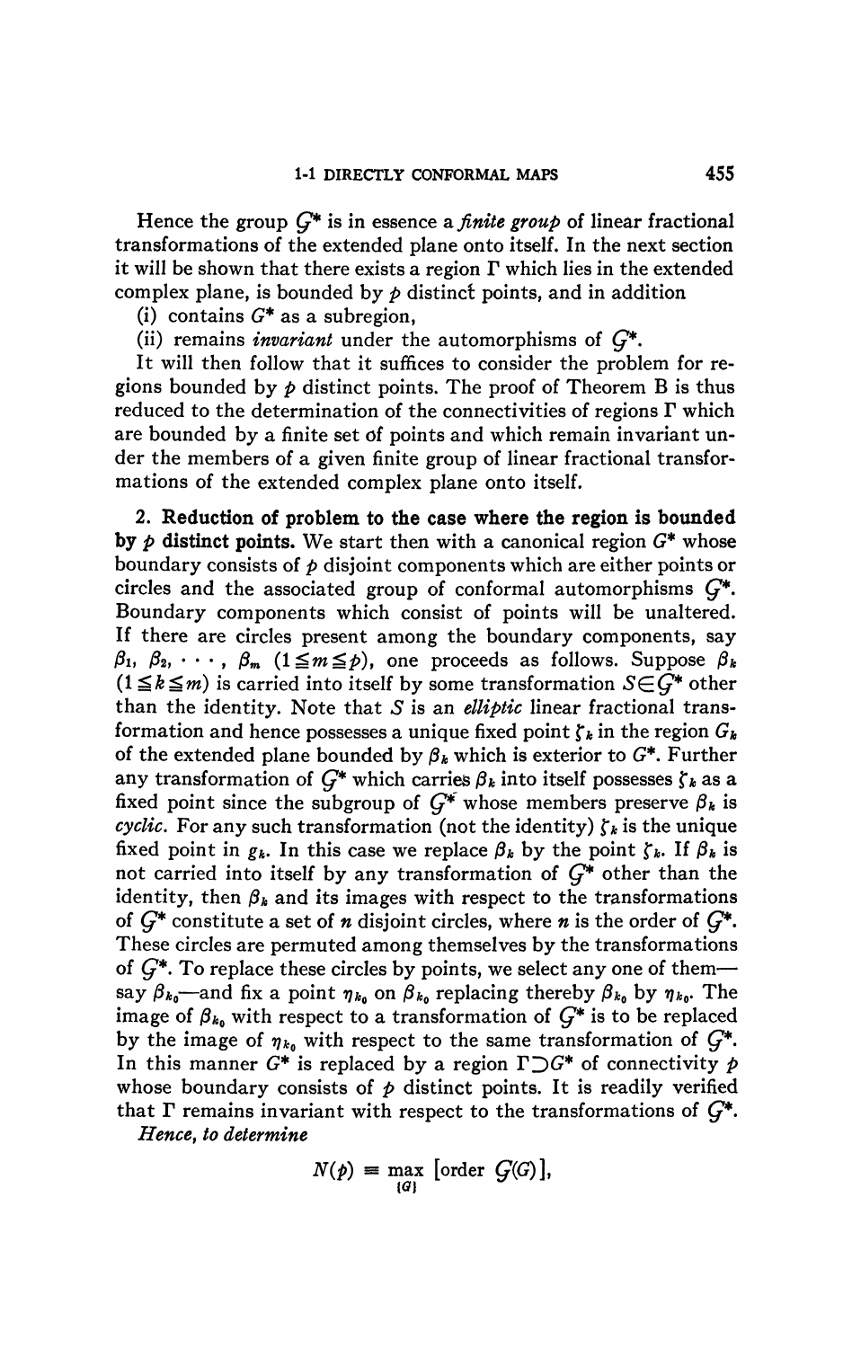Hence the group $\mathcal{G}^*$ is in essence a *finite group* of linear fractional transformations of the extended plane onto itself. In the next section it will be shown that there exists a region $\Gamma$ which lies in the extended complex plane, is bounded by $p$ distinct points, and in addition

(i) contains $G^*$ as a subregion,

(ii) remains *invariant* under the automorphisms of $\mathcal{G}^*$.

It will then follow that it suffices to consider the problem for regions bounded by $p$ distinct points. The proof of Theorem B is thus reduced to the determination of the connectivities of regions $\Gamma$ which are bounded by a finite set of points and which remain invariant under the members of a given finite group of linear fractional transformations of the extended complex plane onto itself.

**2. Reduction of problem to the case where the region is bounded by $p$ distinct points.** We start then with a canonical region $G^*$ whose boundary consists of $p$ disjoint components which are either points or circles and the associated group of conformal automorphisms $\mathcal{G}^*$. Boundary components which consist of points will be unaltered. If there are circles present among the boundary components, say $\beta_1, \beta_2, \cdots, \beta_m$ $(1 \leqq m \leqq p)$, one proceeds as follows. Suppose $\beta_k$ $(1 \leqq k \leqq m)$ is carried into itself by some transformation $S \in \mathcal{G}^*$ other than the identity. Note that $S$ is an *elliptic* linear fractional transformation and hence possesses a unique fixed point $\zeta_k$ in the region $G_k$ of the extended plane bounded by $\beta_k$ which is exterior to $G^*$. Further any transformation of $\mathcal{G}^*$ which carries $\beta_k$ into itself possesses $\zeta_k$ as a fixed point since the subgroup of $\mathcal{G}^*$ whose members preserve $\beta_k$ is *cyclic*. For any such transformation (not the identity) $\zeta_k$ is the unique fixed point in $g_k$. In this case we replace $\beta_k$ by the point $\zeta_k$. If $\beta_k$ is not carried into itself by any transformation of $\mathcal{G}^*$ other than the identity, then $\beta_k$ and its images with respect to the transformations of $\mathcal{G}^*$ constitute a set of $n$ disjoint circles, where $n$ is the order of $\mathcal{G}^*$. These circles are permuted among themselves by the transformations of $\mathcal{G}^*$. To replace these circles by points, we select any one of them—say $\beta_{k_0}$—and fix a point $\eta_{k_0}$ on $\beta_{k_0}$ replacing thereby $\beta_{k_0}$ by $\eta_{k_0}$. The image of $\beta_{k_0}$ with respect to a transformation of $\mathcal{G}^*$ is to be replaced by the image of $\eta_{k_0}$ with respect to the same transformation of $\mathcal{G}^*$. In this manner $G^*$ is replaced by a region $\Gamma \supset G^*$ of connectivity $p$ whose boundary consists of $p$ distinct points. It is readily verified that $\Gamma$ remains invariant with respect to the transformations of $\mathcal{G}^*$.

*Hence, to determine*

$$N(p) \equiv \max_{\{G\}} \left[\text{order } \mathcal{G}(G)\right],$$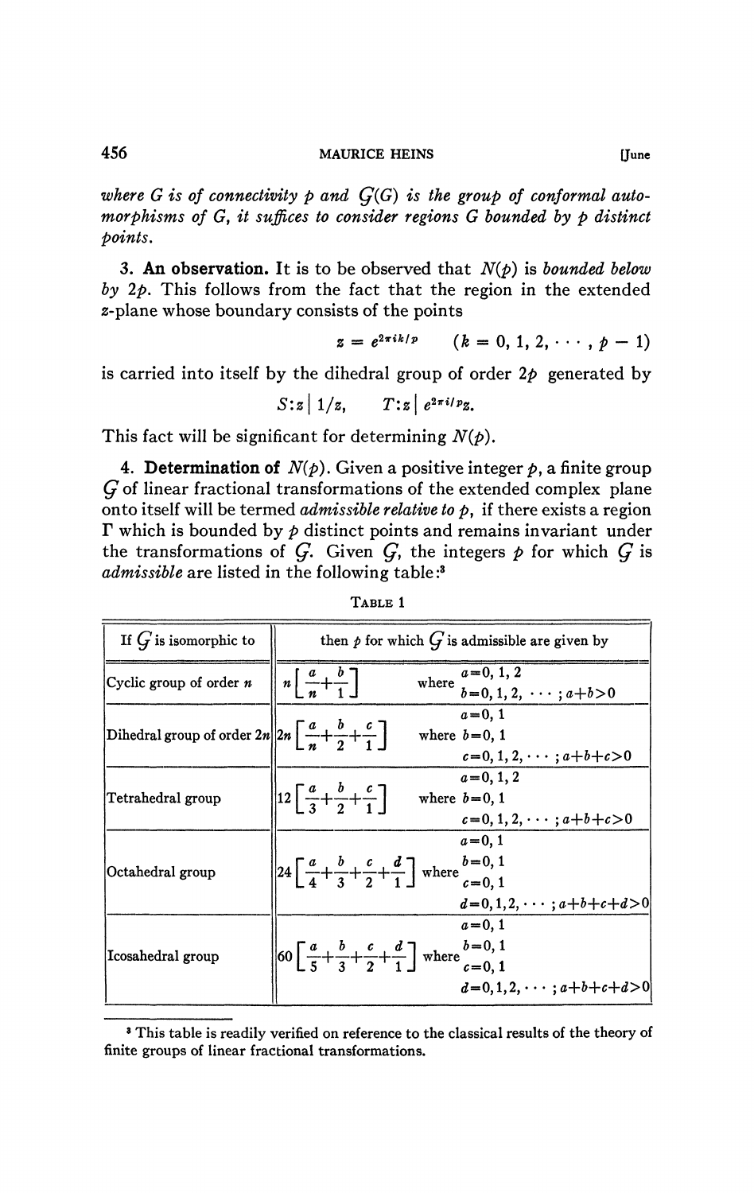*where $G$ is of connectivity $p$ and $\mathcal{G}(G)$ is the group of conformal automorphisms of $G$, it suffices to consider regions $G$ bounded by $p$ distinct points.*

**3. An observation.** It is to be observed that $N(p)$ is *bounded below by* $2p$. This follows from the fact that the region in the extended $z$-plane whose boundary consists of the points

$$z = e^{2\pi i k/p} \qquad (k = 0, 1, 2, \cdots, p-1)$$

is carried into itself by the dihedral group of order $2p$ generated by

$$S: z \mid 1/z, \qquad T: z \mid e^{2\pi i/p} z.$$

This fact will be significant for determining $N(p)$.

**4. Determination of $N(p)$.** Given a positive integer $p$, a finite group $\mathcal{G}$ of linear fractional transformations of the extended complex plane onto itself will be termed *admissible relative to* $p$, if there exists a region $\Gamma$ which is bounded by $p$ distinct points and remains invariant under the transformations of $\mathcal{G}$. Given $\mathcal{G}$, the integers $p$ for which $\mathcal{G}$ is *admissible* are listed in the following table:[3]

TABLE 1

| If $\mathcal{G}$ is isomorphic to | then $p$ for which $\mathcal{G}$ is admissible are given by | |
|---|---|---|
| Cyclic group of order $n$ | $n\left[\frac{a}{n}+\frac{b}{1}\right]$ | where $a=0, 1, 2$; $b=0, 1, 2, \cdots$; $a+b>0$ |
| Dihedral group of order $2n$ | $2n\left[\frac{a}{n}+\frac{b}{2}+\frac{c}{1}\right]$ | where $a=0, 1$; $b=0, 1$; $c=0, 1, 2, \cdots$; $a+b+c>0$ |
| Tetrahedral group | $12\left[\frac{a}{3}+\frac{b}{2}+\frac{c}{1}\right]$ | where $a=0, 1, 2$; $b=0, 1$; $c=0, 1, 2, \cdots$; $a+b+c>0$ |
| Octahedral group | $24\left[\frac{a}{4}+\frac{b}{3}+\frac{c}{2}+\frac{d}{1}\right]$ | where $a=0, 1$; $b=0, 1$; $c=0, 1$; $d=0, 1, 2, \cdots$; $a+b+c+d>0$ |
| Icosahedral group | $60\left[\frac{a}{5}+\frac{b}{3}+\frac{c}{2}+\frac{d}{1}\right]$ | where $a=0, 1$; $b=0, 1$; $c=0, 1$; $d=0, 1, 2, \cdots$; $a+b+c+d>0$ |

[3] This table is readily verified on reference to the classical results of the theory of finite groups of linear fractional transformations.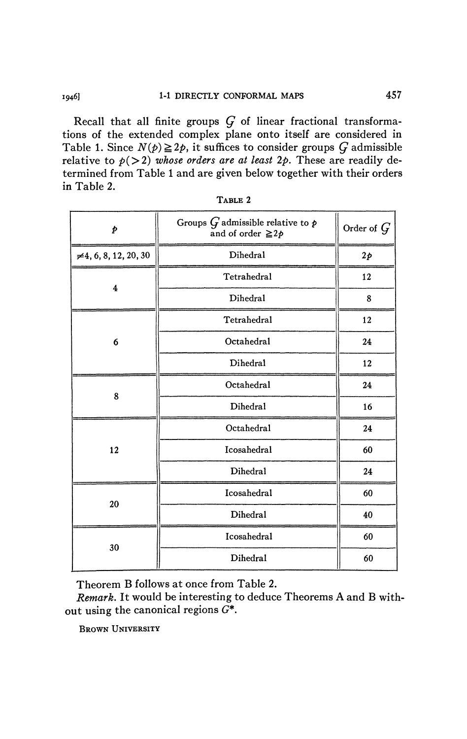Recall that all finite groups $\mathcal{G}$ of linear fractional transformations of the extended complex plane onto itself are considered in Table 1. Since $N(p) \geqq 2p$, it suffices to consider groups $\mathcal{G}$ admissible relative to $p(>2)$ *whose orders are at least* $2p$. These are readily determined from Table 1 and are given below together with their orders in Table 2.

TABLE 2

| $p$ | Groups $\mathcal{G}$ admissible relative to $p$ and of order $\geqq 2p$ | Order of $\mathcal{G}$ |
|---|---|---|
| $\neq 4, 6, 8, 12, 20, 30$ | Dihedral | $2p$ |
| 4 | Tetrahedral | 12 |
| | Dihedral | 8 |
| 6 | Tetrahedral | 12 |
| | Octahedral | 24 |
| | Dihedral | 12 |
| 8 | Octahedral | 24 |
| | Dihedral | 16 |
| 12 | Octahedral | 24 |
| | Icosahedral | 60 |
| | Dihedral | 24 |
| 20 | Icosahedral | 60 |
| | Dihedral | 40 |
| 30 | Icosahedral | 60 |
| | Dihedral | 60 |

Theorem B follows at once from Table 2.

*Remark.* It would be interesting to deduce Theorems A and B without using the canonical regions $G^*$.

BROWN UNIVERSITY